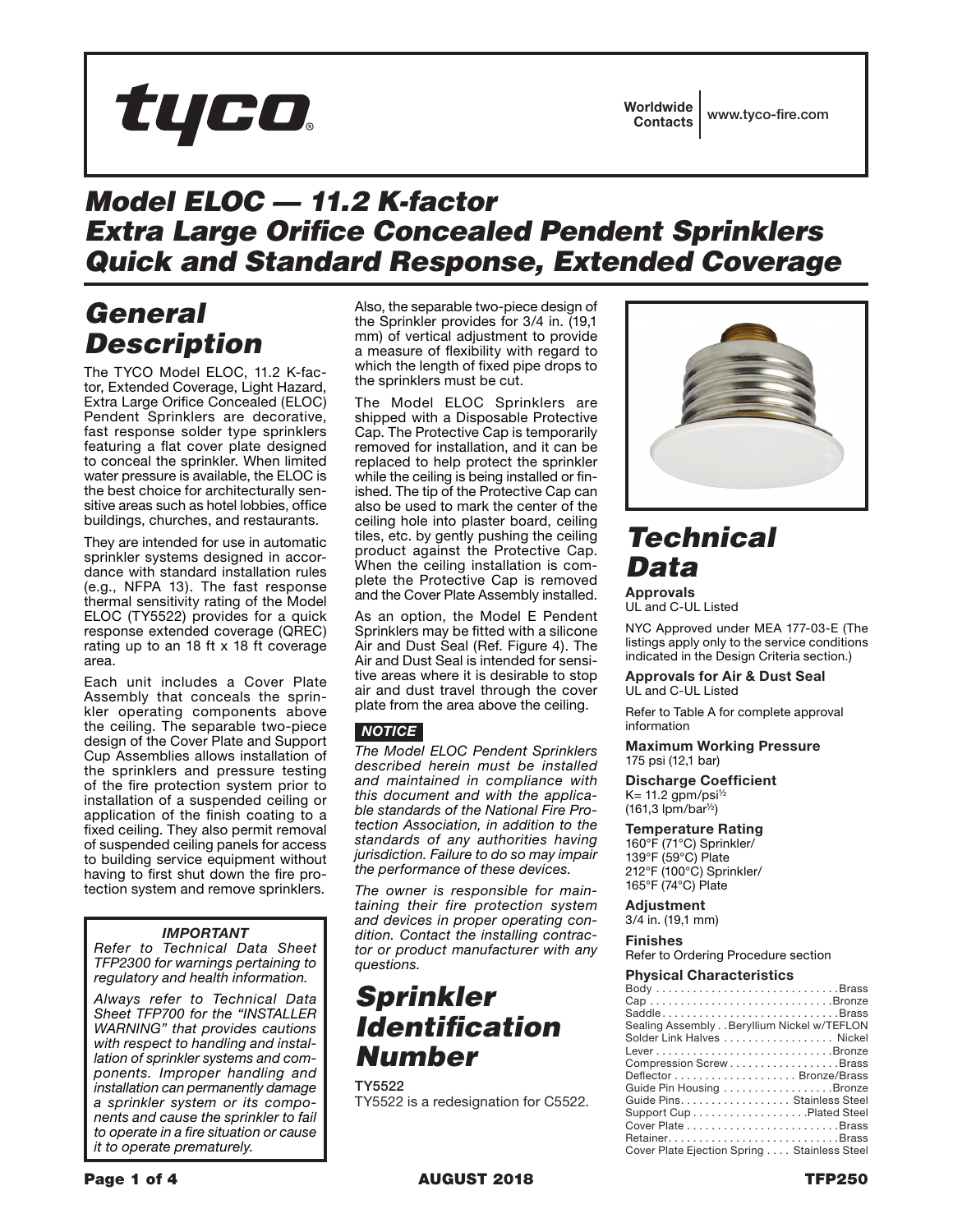tyco

Worldwide Contacts | www.tyco-fire.com

# Model ELOC — 11.2 K-factor Extra Large Orifice Concealed Pendent Sprinklers Quick and Standard Response, Extended Coverage

## General Description

The TYCO Model ELOC, 11.2 K-factor, Extended Coverage, Light Hazard, Extra Large Orifice Concealed (ELOC) Pendent Sprinklers are decorative, fast response solder type sprinklers featuring a flat cover plate designed to conceal the sprinkler. When limited water pressure is available, the ELOC is the best choice for architecturally sensitive areas such as hotel lobbies, office buildings, churches, and restaurants.

They are intended for use in automatic sprinkler systems designed in accordance with standard installation rules (e.g., NFPA 13). The fast response thermal sensitivity rating of the Model ELOC (TY5522) provides for a quick response extended coverage (QREC) rating up to an 18 ft x 18 ft coverage area.

Each unit includes a Cover Plate Assembly that conceals the sprinkler operating components above the ceiling. The separable two-piece design of the Cover Plate and Support Cup Assemblies allows installation of the sprinklers and pressure testing of the fire protection system prior to installation of a suspended ceiling or application of the finish coating to a fixed ceiling. They also permit removal of suspended ceiling panels for access to building service equipment without having to first shut down the fire protection system and remove sprinklers.

Also, the separable two-piece design of the Sprinkler provides for 3/4 in. (19,1 mm) of vertical adjustment to provide a measure of flexibility with regard to which the length of fixed pipe drops to the sprinklers must be cut.

The Model ELOC Sprinklers are shipped with a Disposable Protective Cap. The Protective Cap is temporarily removed for installation, and it can be replaced to help protect the sprinkler while the ceiling is being installed or finished. The tip of the Protective Cap can also be used to mark the center of the ceiling hole into plaster board, ceiling tiles, etc. by gently pushing the ceiling product against the Protective Cap. When the ceiling installation is complete the Protective Cap is removed and the Cover Plate Assembly installed.

As an option, the Model E Pendent Sprinklers may be fitted with a silicone Air and Dust Seal (Ref. Figure 4). The Air and Dust Seal is intended for sensitive areas where it is desirable to stop air and dust travel through the cover plate from the area above the ceiling.

**IMPORTANT**

*Refer to Technical Data Sheet TFP2300 for warnings pertaining to regulatory and health information.*

*Always refer to Technical Data Sheet TFP700 for the "INSTALLER WARNING" that provides cautions with respect to handling and installation of sprinkler systems and components. Improper handling and installation can permanently damage a sprinkler system or its components and cause the sprinkler to fail to operate in a fire situation or cause it to operate prematurely.*

**NOTICE**

*The Model ELOC Pendent Sprinklers described herein must be installed and maintained in compliance with this document and with the applicable standards of the National Fire Protection Association, in addition to the standards of any authorities having jurisdiction. Failure to do so may impair the performance of these devices.*

*The owner is responsible for maintaining their fire protection system and devices in proper operating condition. Contact the installing contractor or product manufacturer with any questions.*

## Sprinkler Identification Number

TY5522

TY5522 is a redesignation for C5522.

## Technical Data

**Approvals**

UL and C-UL Listed

NYC Approved under MEA 177-03-E (The listings apply only to the service conditions indicated in the Design Criteria section.)

**Approvals for Air & Dust Seal**

UL and C-UL Listed

Refer to Table A for complete approval information

**Maximum Working Pressure**

175 psi (12,1 bar)

**Discharge Coefficient**

K= 11.2 gpm/psi$^{1/2}$
(161,3 lpm/bar$^{1/2}$)

**Temperature Rating**

160°F (71°C) Sprinkler/
139°F (59°C) Plate
212°F (100°C) Sprinkler/
165°F (74°C) Plate

**Adjustment**

3/4 in. (19,1 mm)

**Finishes**

Refer to Ordering Procedure section

**Physical Characteristics**

| Component | Material |
|---|---|
| Body | Brass |
| Cap | Bronze |
| Saddle | Brass |
| Sealing Assembly | Beryllium Nickel w/TEFLON |
| Solder Link Halves | Nickel |
| Lever | Bronze |
| Compression Screw | Brass |
| Deflector | Bronze/Brass |
| Guide Pin Housing | Bronze |
| Guide Pins | Stainless Steel |
| Support Cup | Plated Steel |
| Cover Plate | Brass |
| Retainer | Brass |
| Cover Plate Ejection Spring | Stainless Steel |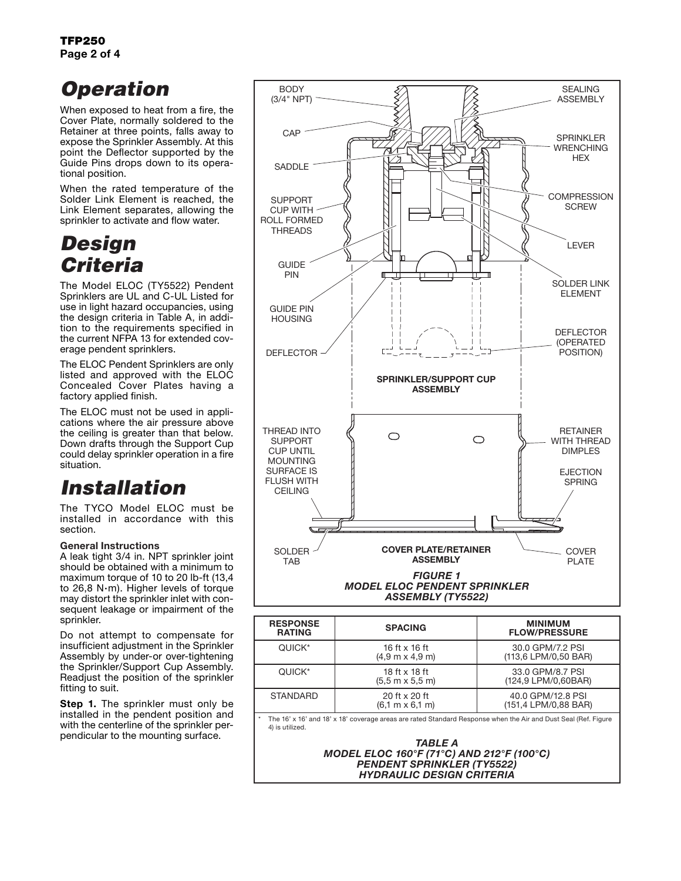# Operation

When exposed to heat from a fire, the Cover Plate, normally soldered to the Retainer at three points, falls away to expose the Sprinkler Assembly. At this point the Deflector supported by the Guide Pins drops down to its operational position.

When the rated temperature of the Solder Link Element is reached, the Link Element separates, allowing the sprinkler to activate and flow water.

# Design Criteria

The Model ELOC (TY5522) Pendent Sprinklers are UL and C-UL Listed for use in light hazard occupancies, using the design criteria in Table A, in addition to the requirements specified in the current NFPA 13 for extended coverage pendent sprinklers.

The ELOC Pendent Sprinklers are only listed and approved with the ELOC Concealed Cover Plates having a factory applied finish.

The ELOC must not be used in applications where the air pressure above the ceiling is greater than that below. Down drafts through the Support Cup could delay sprinkler operation in a fire situation.

# Installation

The TYCO Model ELOC must be installed in accordance with this section.

**General Instructions**
A leak tight 3/4 in. NPT sprinkler joint should be obtained with a minimum to maximum torque of 10 to 20 lb-ft (13,4 to 26,8 N·m). Higher levels of torque may distort the sprinkler inlet with consequent leakage or impairment of the sprinkler.

Do not attempt to compensate for insufficient adjustment in the Sprinkler Assembly by under-or over-tightening the Sprinkler/Support Cup Assembly. Readjust the position of the sprinkler fitting to suit.

**Step 1.** The sprinkler must only be installed in the pendent position and with the centerline of the sprinkler perpendicular to the mounting surface.

BODY (3/4" NPT) · CAP · SADDLE · SUPPORT CUP WITH ROLL FORMED THREADS · GUIDE PIN · GUIDE PIN HOUSING · DEFLECTOR · SEALING ASSEMBLY · SPRINKLER WRENCHING HEX · COMPRESSION SCREW · LEVER · SOLDER LINK ELEMENT · DEFLECTOR (OPERATED POSITION)

**SPRINKLER/SUPPORT CUP ASSEMBLY**

THREAD INTO SUPPORT CUP UNTIL MOUNTING SURFACE IS FLUSH WITH CEILING · RETAINER WITH THREAD DIMPLES · EJECTION SPRING · SOLDER TAB · COVER PLATE

**COVER PLATE/RETAINER ASSEMBLY**

*FIGURE 1*
*MODEL ELOC PENDENT SPRINKLER ASSEMBLY (TY5522)*

| RESPONSE RATING | SPACING | MINIMUM FLOW/PRESSURE |
|---|---|---|
| QUICK* | 16 ft x 16 ft (4,9 m x 4,9 m) | 30.0 GPM/7.2 PSI (113,6 LPM/0,50 BAR) |
| QUICK* | 18 ft x 18 ft (5,5 m x 5,5 m) | 33.0 GPM/8.7 PSI (124,9 LPM/0,60BAR) |
| STANDARD | 20 ft x 20 ft (6,1 m x 6,1 m) | 40.0 GPM/12.8 PSI (151,4 LPM/0,88 BAR) |

\* The 16' x 16' and 18' x 18' coverage areas are rated Standard Response when the Air and Dust Seal (Ref. Figure 4) is utilized.

*TABLE A*
*MODEL ELOC 160°F (71°C) AND 212°F (100°C) PENDENT SPRINKLER (TY5522) HYDRAULIC DESIGN CRITERIA*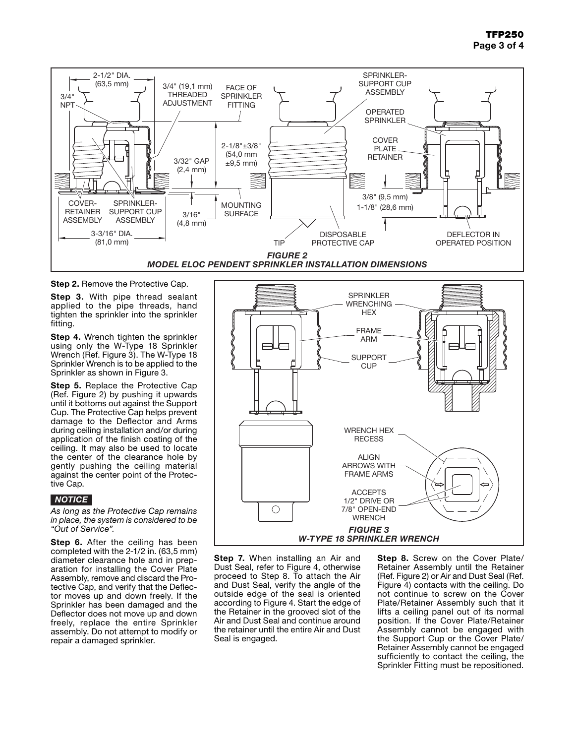*FIGURE 2*
*MODEL ELOC PENDENT SPRINKLER INSTALLATION DIMENSIONS*

**Step 2.** Remove the Protective Cap.

**Step 3.** With pipe thread sealant applied to the pipe threads, hand tighten the sprinkler into the sprinkler fitting.

**Step 4.** Wrench tighten the sprinkler using only the W-Type 18 Sprinkler Wrench (Ref. Figure 3). The W-Type 18 Sprinkler Wrench is to be applied to the Sprinkler as shown in Figure 3.

**Step 5.** Replace the Protective Cap (Ref. Figure 2) by pushing it upwards until it bottoms out against the Support Cup. The Protective Cap helps prevent damage to the Deflector and Arms during ceiling installation and/or during application of the finish coating of the ceiling. It may also be used to locate the center of the clearance hole by gently pushing the ceiling material against the center point of the Protective Cap.

***NOTICE***

*As long as the Protective Cap remains in place, the system is considered to be "Out of Service".*

**Step 6.** After the ceiling has been completed with the 2-1/2 in. (63,5 mm) diameter clearance hole and in preparation for installing the Cover Plate Assembly, remove and discard the Protective Cap, and verify that the Deflector moves up and down freely. If the Sprinkler has been damaged and the Deflector does not move up and down freely, replace the entire Sprinkler assembly. Do not attempt to modify or repair a damaged sprinkler.

*FIGURE 3*
*W-TYPE 18 SPRINKLER WRENCH*

**Step 7.** When installing an Air and Dust Seal, refer to Figure 4, otherwise proceed to Step 8. To attach the Air and Dust Seal, verify the angle of the outside edge of the seal is oriented according to Figure 4. Start the edge of the Retainer in the grooved slot of the Air and Dust Seal and continue around the retainer until the entire Air and Dust Seal is engaged.

**Step 8.** Screw on the Cover Plate/Retainer Assembly until the Retainer (Ref. Figure 2) or Air and Dust Seal (Ref. Figure 4) contacts with the ceiling. Do not continue to screw on the Cover Plate/Retainer Assembly such that it lifts a ceiling panel out of its normal position. If the Cover Plate/Retainer Assembly cannot be engaged with the Support Cup or the Cover Plate/Retainer Assembly cannot be engaged sufficiently to contact the ceiling, the Sprinkler Fitting must be repositioned.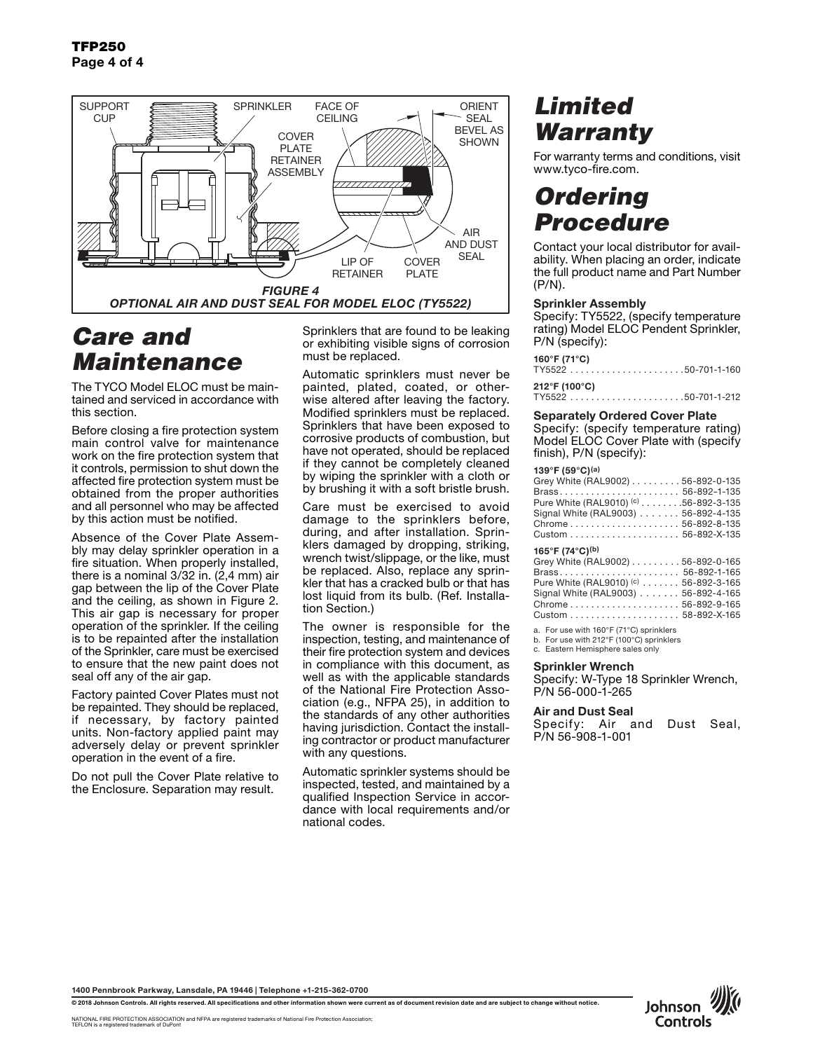SUPPORT CUP

SPRINKLER

FACE OF CEILING

ORIENT SEAL BEVEL AS SHOWN

COVER PLATE RETAINER ASSEMBLY

AIR AND DUST SEAL

LIP OF RETAINER

COVER PLATE

*FIGURE 4*
*OPTIONAL AIR AND DUST SEAL FOR MODEL ELOC (TY5522)*

# Care and Maintenance

The TYCO Model ELOC must be maintained and serviced in accordance with this section.

Before closing a fire protection system main control valve for maintenance work on the fire protection system that it controls, permission to shut down the affected fire protection system must be obtained from the proper authorities and all personnel who may be affected by this action must be notified.

Absence of the Cover Plate Assembly may delay sprinkler operation in a fire situation. When properly installed, there is a nominal 3/32 in. (2,4 mm) air gap between the lip of the Cover Plate and the ceiling, as shown in Figure 2. This air gap is necessary for proper operation of the sprinkler. If the ceiling is to be repainted after the installation of the Sprinkler, care must be exercised to ensure that the new paint does not seal off any of the air gap.

Factory painted Cover Plates must not be repainted. They should be replaced, if necessary, by factory painted units. Non-factory applied paint may adversely delay or prevent sprinkler operation in the event of a fire.

Do not pull the Cover Plate relative to the Enclosure. Separation may result.

Sprinklers that are found to be leaking or exhibiting visible signs of corrosion must be replaced.

Automatic sprinklers must never be painted, plated, coated, or otherwise altered after leaving the factory. Modified sprinklers must be replaced. Sprinklers that have been exposed to corrosive products of combustion, but have not operated, should be replaced if they cannot be completely cleaned by wiping the sprinkler with a cloth or by brushing it with a soft bristle brush.

Care must be exercised to avoid damage to the sprinklers before, during, and after installation. Sprinklers damaged by dropping, striking, wrench twist/slippage, or the like, must be replaced. Also, replace any sprinkler that has a cracked bulb or that has lost liquid from its bulb. (Ref. Installation Section.)

The owner is responsible for the inspection, testing, and maintenance of their fire protection system and devices in compliance with this document, as well as with the applicable standards of the National Fire Protection Association (e.g., NFPA 25), in addition to the standards of any other authorities having jurisdiction. Contact the installing contractor or product manufacturer with any questions.

Automatic sprinkler systems should be inspected, tested, and maintained by a qualified Inspection Service in accordance with local requirements and/or national codes.

# Limited Warranty

For warranty terms and conditions, visit www.tyco-fire.com.

# Ordering Procedure

Contact your local distributor for availability. When placing an order, indicate the full product name and Part Number (P/N).

### Sprinkler Assembly

Specify: TY5522, (specify temperature rating) Model ELOC Pendent Sprinkler, P/N (specify):

**160°F (71°C)**
TY5522 . . . . . . . . . . . . . . . . . . . . . .50-701-1-160

**212°F (100°C)**
TY5522 . . . . . . . . . . . . . . . . . . . . . .50-701-1-212

### Separately Ordered Cover Plate

Specify: (specify temperature rating) Model ELOC Cover Plate with (specify finish), P/N (specify):

**139°F (59°C)[a]**
Grey White (RAL9002) . . . . . . . . . 56-892-0-135
Brass . . . . . . . . . . . . . . . . . . . . . . 56-892-1-135
Pure White (RAL9010) [c] . . . . . . . .56-892-3-135
Signal White (RAL9003) . . . . . . . 56-892-4-135
Chrome . . . . . . . . . . . . . . . . . . . . 56-892-8-135
Custom . . . . . . . . . . . . . . . . . . . . 56-892-X-135

**165°F (74°C)[b]**
Grey White (RAL9002) . . . . . . . . . 56-892-0-165
Brass . . . . . . . . . . . . . . . . . . . . . . 56-892-1-165
Pure White (RAL9010) [c] . . . . . . . 56-892-3-165
Signal White (RAL9003) . . . . . . . 56-892-4-165
Chrome . . . . . . . . . . . . . . . . . . . . 56-892-9-165
Custom . . . . . . . . . . . . . . . . . . . . 58-892-X-165

a. For use with 160°F (71°C) sprinklers
b. For use with 212°F (100°C) sprinklers
c. Eastern Hemisphere sales only

### Sprinkler Wrench

Specify: W-Type 18 Sprinkler Wrench, P/N 56-000-1-265

### Air and Dust Seal

Specify: Air and Dust Seal, P/N 56-908-1-001

1400 Pennbrook Parkway, Lansdale, PA 19446 | Telephone +1-215-362-0700

© 2018 Johnson Controls. All rights reserved. All specifications and other information shown were current as of document revision date and are subject to change without notice.

NATIONAL FIRE PROTECTION ASSOCIATION and NFPA are registered trademarks of National Fire Protection Association; TEFLON is a registered trademark of DuPont